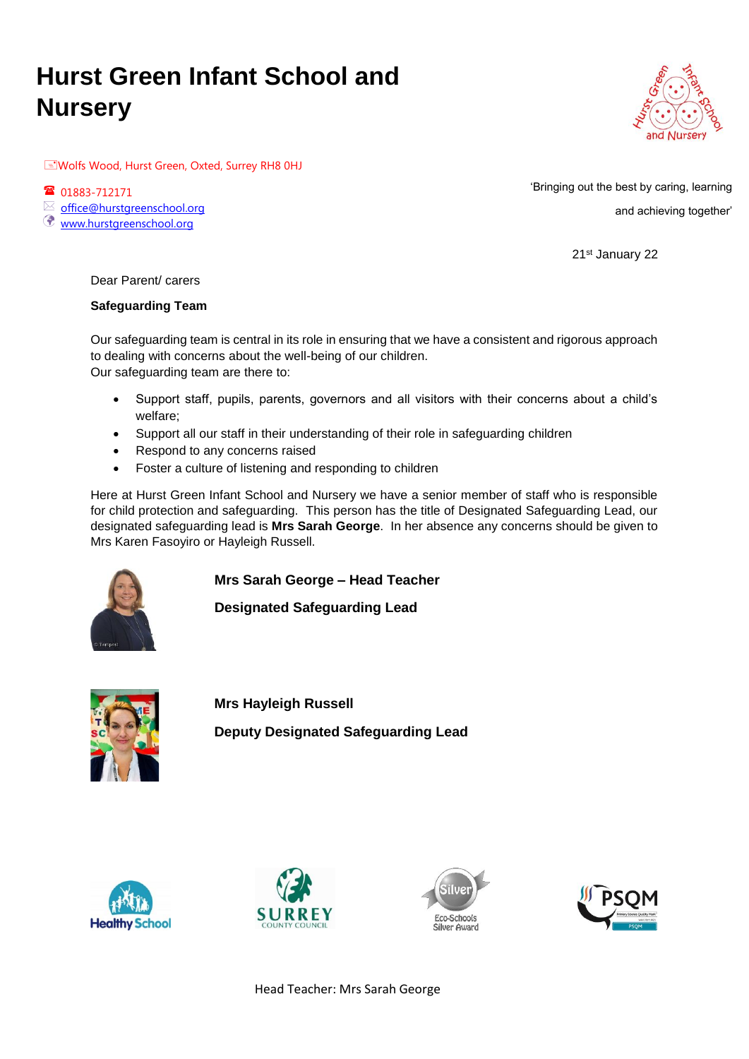# Hurst Green Infant School and Nursery

Wolfs Wood, Hurst Green, Oxted, Surrey RH8 0HJ

01883-712171
office@hurstgreenschool.org
www.hurstgreenschool.org

'Bringing out the best by caring, learning and achieving together'

21st January 22

Dear Parent/ carers

**Safeguarding Team**

Our safeguarding team is central in its role in ensuring that we have a consistent and rigorous approach to dealing with concerns about the well-being of our children.
Our safeguarding team are there to:

- Support staff, pupils, parents, governors and all visitors with their concerns about a child's welfare;
- Support all our staff in their understanding of their role in safeguarding children
- Respond to any concerns raised
- Foster a culture of listening and responding to children

Here at Hurst Green Infant School and Nursery we have a senior member of staff who is responsible for child protection and safeguarding. This person has the title of Designated Safeguarding Lead, our designated safeguarding lead is **Mrs Sarah George**. In her absence any concerns should be given to Mrs Karen Fasoyiro or Hayleigh Russell.

**Mrs Sarah George – Head Teacher**

**Designated Safeguarding Lead**

**Mrs Hayleigh Russell**

**Deputy Designated Safeguarding Lead**

Head Teacher: Mrs Sarah George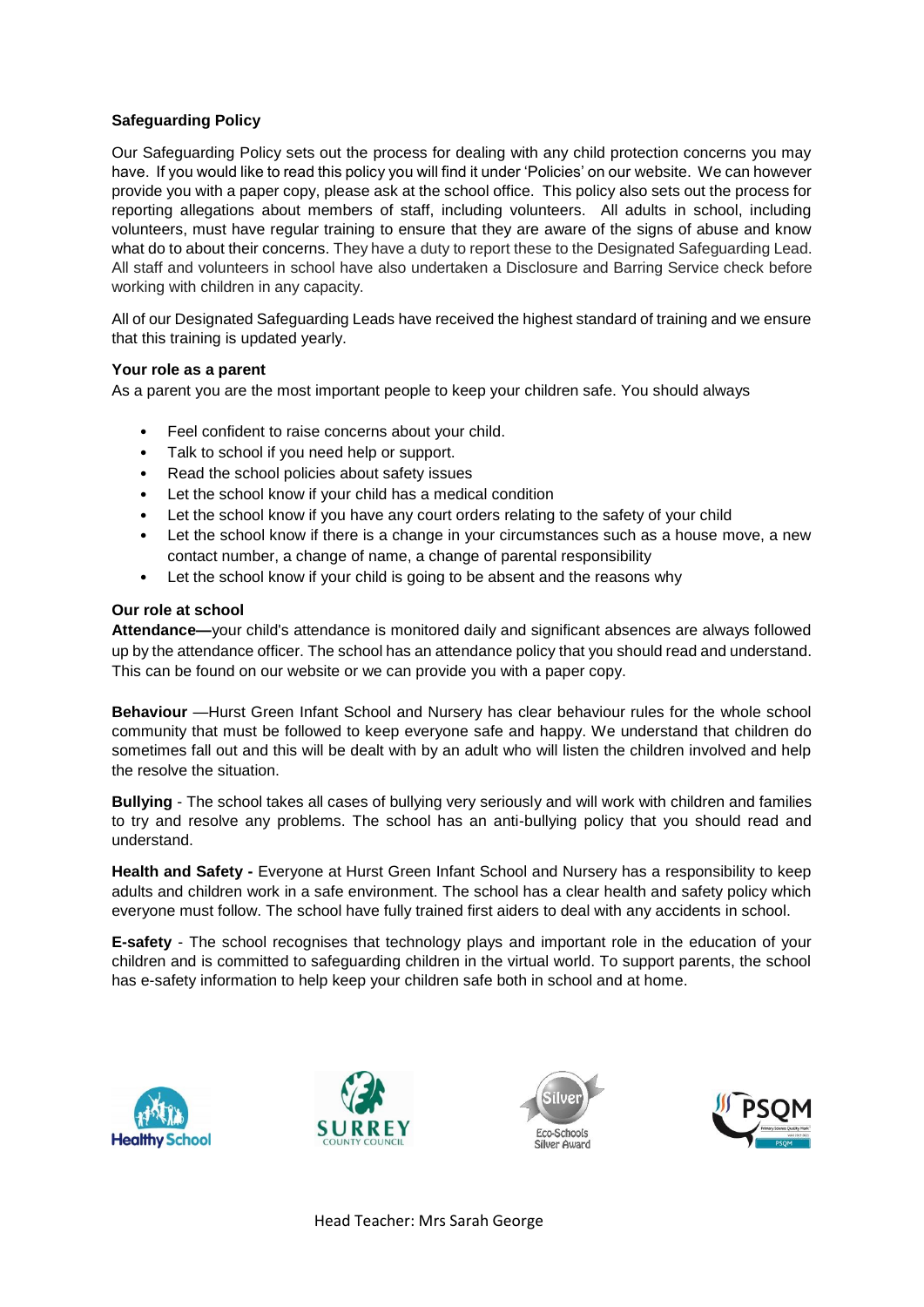## Safeguarding Policy

Our Safeguarding Policy sets out the process for dealing with any child protection concerns you may have. If you would like to read this policy you will find it under 'Policies' on our website. We can however provide you with a paper copy, please ask at the school office. This policy also sets out the process for reporting allegations about members of staff, including volunteers. All adults in school, including volunteers, must have regular training to ensure that they are aware of the signs of abuse and know what do to about their concerns. They have a duty to report these to the Designated Safeguarding Lead. All staff and volunteers in school have also undertaken a Disclosure and Barring Service check before working with children in any capacity.

All of our Designated Safeguarding Leads have received the highest standard of training and we ensure that this training is updated yearly.

### Your role as a parent

As a parent you are the most important people to keep your children safe. You should always

- Feel confident to raise concerns about your child.
- Talk to school if you need help or support.
- Read the school policies about safety issues
- Let the school know if your child has a medical condition
- Let the school know if you have any court orders relating to the safety of your child
- Let the school know if there is a change in your circumstances such as a house move, a new contact number, a change of name, a change of parental responsibility
- Let the school know if your child is going to be absent and the reasons why

### Our role at school

**Attendance—**your child's attendance is monitored daily and significant absences are always followed up by the attendance officer. The school has an attendance policy that you should read and understand. This can be found on our website or we can provide you with a paper copy.

**Behaviour** —Hurst Green Infant School and Nursery has clear behaviour rules for the whole school community that must be followed to keep everyone safe and happy. We understand that children do sometimes fall out and this will be dealt with by an adult who will listen the children involved and help the resolve the situation.

**Bullying** - The school takes all cases of bullying very seriously and will work with children and families to try and resolve any problems. The school has an anti-bullying policy that you should read and understand.

**Health and Safety -** Everyone at Hurst Green Infant School and Nursery has a responsibility to keep adults and children work in a safe environment. The school has a clear health and safety policy which everyone must follow. The school have fully trained first aiders to deal with any accidents in school.

**E-safety** - The school recognises that technology plays and important role in the education of your children and is committed to safeguarding children in the virtual world. To support parents, the school has e-safety information to help keep your children safe both in school and at home.

Healthy School | Surrey County Council | Eco-Schools Silver Award | PSQM

Head Teacher: Mrs Sarah George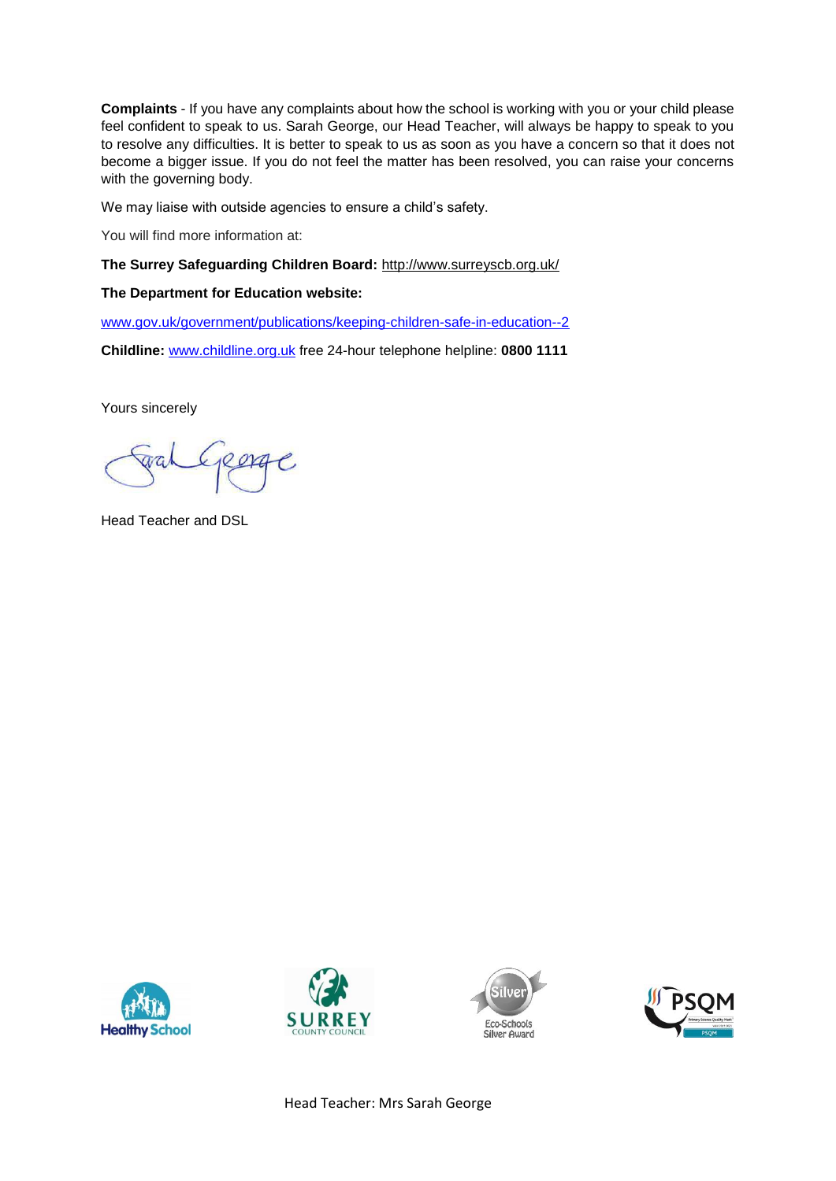**Complaints** - If you have any complaints about how the school is working with you or your child please feel confident to speak to us. Sarah George, our Head Teacher, will always be happy to speak to you to resolve any difficulties. It is better to speak to us as soon as you have a concern so that it does not become a bigger issue. If you do not feel the matter has been resolved, you can raise your concerns with the governing body.

We may liaise with outside agencies to ensure a child's safety.

You will find more information at:

**The Surrey Safeguarding Children Board:** http://www.surreyscb.org.uk/

**The Department for Education website:**

www.gov.uk/government/publications/keeping-children-safe-in-education--2

**Childline:** www.childline.org.uk free 24-hour telephone helpline: **0800 1111**

Yours sincerely

Head Teacher and DSL

Head Teacher: Mrs Sarah George